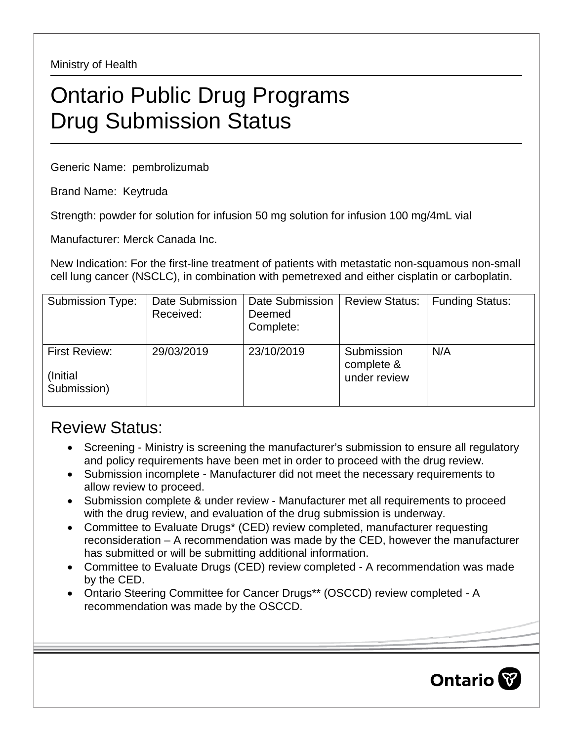Ministry of Health

# Ontario Public Drug Programs
# Drug Submission Status

Generic Name: pembrolizumab

Brand Name: Keytruda

Strength: powder for solution for infusion 50 mg solution for infusion 100 mg/4mL vial

Manufacturer: Merck Canada Inc.

New Indication: For the first-line treatment of patients with metastatic non-squamous non-small cell lung cancer (NSCLC), in combination with pemetrexed and either cisplatin or carboplatin.

| Submission Type: | Date Submission Received: | Date Submission Deemed Complete: | Review Status: | Funding Status: |
|---|---|---|---|---|
| First Review: (Initial Submission) | 29/03/2019 | 23/10/2019 | Submission complete & under review | N/A |

## Review Status:

- Screening - Ministry is screening the manufacturer's submission to ensure all regulatory and policy requirements have been met in order to proceed with the drug review.
- Submission incomplete - Manufacturer did not meet the necessary requirements to allow review to proceed.
- Submission complete & under review - Manufacturer met all requirements to proceed with the drug review, and evaluation of the drug submission is underway.
- Committee to Evaluate Drugs* (CED) review completed, manufacturer requesting reconsideration – A recommendation was made by the CED, however the manufacturer has submitted or will be submitting additional information.
- Committee to Evaluate Drugs (CED) review completed - A recommendation was made by the CED.
- Ontario Steering Committee for Cancer Drugs** (OSCCD) review completed - A recommendation was made by the OSCCD.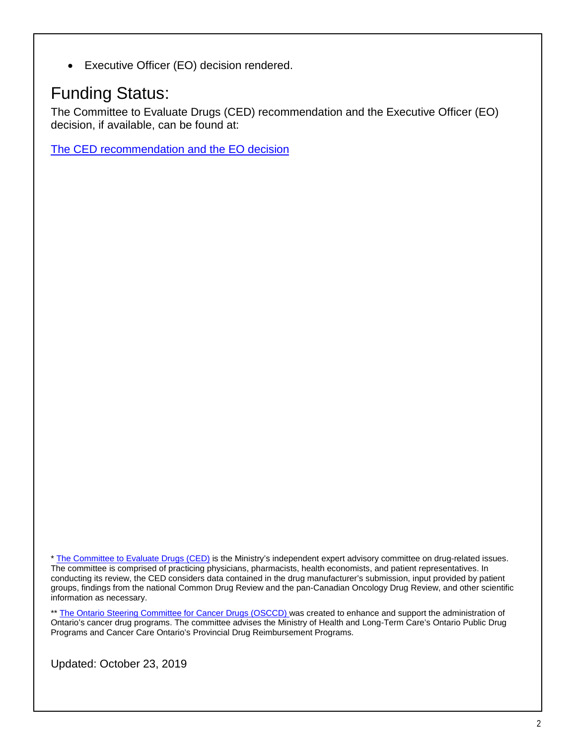- Executive Officer (EO) decision rendered.

## Funding Status:

The Committee to Evaluate Drugs (CED) recommendation and the Executive Officer (EO) decision, if available, can be found at:

The CED recommendation and the EO decision

* The Committee to Evaluate Drugs (CED) is the Ministry's independent expert advisory committee on drug-related issues. The committee is comprised of practicing physicians, pharmacists, health economists, and patient representatives. In conducting its review, the CED considers data contained in the drug manufacturer's submission, input provided by patient groups, findings from the national Common Drug Review and the pan-Canadian Oncology Drug Review, and other scientific information as necessary.

** The Ontario Steering Committee for Cancer Drugs (OSCCD) was created to enhance and support the administration of Ontario's cancer drug programs. The committee advises the Ministry of Health and Long-Term Care's Ontario Public Drug Programs and Cancer Care Ontario's Provincial Drug Reimbursement Programs.

Updated: October 23, 2019